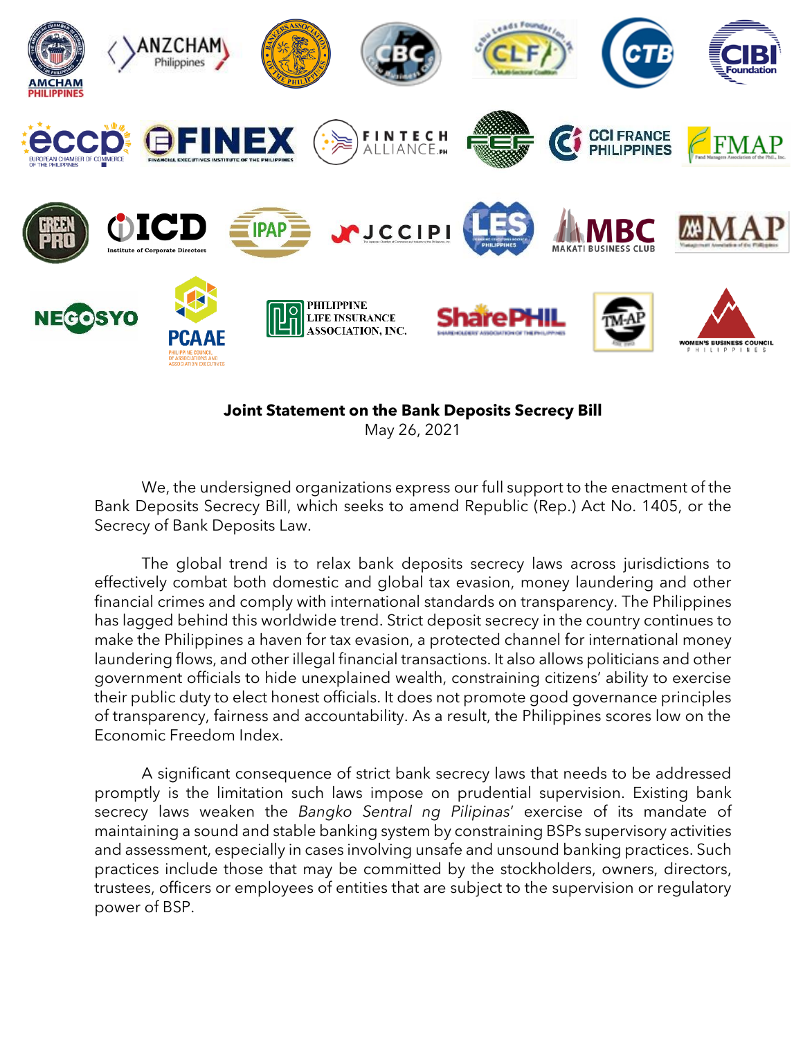**Joint Statement on the Bank Deposits Secrecy Bill**
May 26, 2021

We, the undersigned organizations express our full support to the enactment of the Bank Deposits Secrecy Bill, which seeks to amend Republic (Rep.) Act No. 1405, or the Secrecy of Bank Deposits Law.

The global trend is to relax bank deposits secrecy laws across jurisdictions to effectively combat both domestic and global tax evasion, money laundering and other financial crimes and comply with international standards on transparency. The Philippines has lagged behind this worldwide trend. Strict deposit secrecy in the country continues to make the Philippines a haven for tax evasion, a protected channel for international money laundering flows, and other illegal financial transactions. It also allows politicians and other government officials to hide unexplained wealth, constraining citizens' ability to exercise their public duty to elect honest officials. It does not promote good governance principles of transparency, fairness and accountability. As a result, the Philippines scores low on the Economic Freedom Index.

A significant consequence of strict bank secrecy laws that needs to be addressed promptly is the limitation such laws impose on prudential supervision. Existing bank secrecy laws weaken the *Bangko Sentral ng Pilipinas*' exercise of its mandate of maintaining a sound and stable banking system by constraining BSPs supervisory activities and assessment, especially in cases involving unsafe and unsound banking practices. Such practices include those that may be committed by the stockholders, owners, directors, trustees, officers or employees of entities that are subject to the supervision or regulatory power of BSP.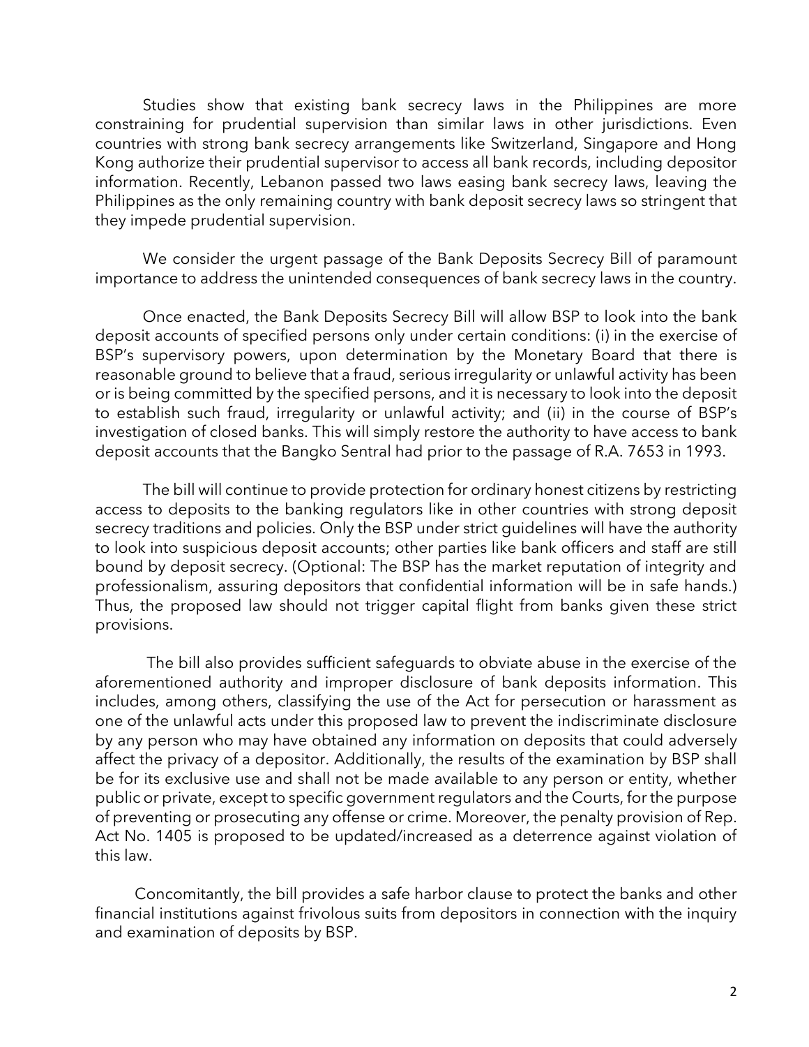Studies show that existing bank secrecy laws in the Philippines are more constraining for prudential supervision than similar laws in other jurisdictions. Even countries with strong bank secrecy arrangements like Switzerland, Singapore and Hong Kong authorize their prudential supervisor to access all bank records, including depositor information. Recently, Lebanon passed two laws easing bank secrecy laws, leaving the Philippines as the only remaining country with bank deposit secrecy laws so stringent that they impede prudential supervision.

We consider the urgent passage of the Bank Deposits Secrecy Bill of paramount importance to address the unintended consequences of bank secrecy laws in the country.

Once enacted, the Bank Deposits Secrecy Bill will allow BSP to look into the bank deposit accounts of specified persons only under certain conditions: (i) in the exercise of BSP's supervisory powers, upon determination by the Monetary Board that there is reasonable ground to believe that a fraud, serious irregularity or unlawful activity has been or is being committed by the specified persons, and it is necessary to look into the deposit to establish such fraud, irregularity or unlawful activity; and (ii) in the course of BSP's investigation of closed banks. This will simply restore the authority to have access to bank deposit accounts that the Bangko Sentral had prior to the passage of R.A. 7653 in 1993.

The bill will continue to provide protection for ordinary honest citizens by restricting access to deposits to the banking regulators like in other countries with strong deposit secrecy traditions and policies. Only the BSP under strict guidelines will have the authority to look into suspicious deposit accounts; other parties like bank officers and staff are still bound by deposit secrecy. (Optional: The BSP has the market reputation of integrity and professionalism, assuring depositors that confidential information will be in safe hands.) Thus, the proposed law should not trigger capital flight from banks given these strict provisions.

The bill also provides sufficient safeguards to obviate abuse in the exercise of the aforementioned authority and improper disclosure of bank deposits information. This includes, among others, classifying the use of the Act for persecution or harassment as one of the unlawful acts under this proposed law to prevent the indiscriminate disclosure by any person who may have obtained any information on deposits that could adversely affect the privacy of a depositor. Additionally, the results of the examination by BSP shall be for its exclusive use and shall not be made available to any person or entity, whether public or private, except to specific government regulators and the Courts, for the purpose of preventing or prosecuting any offense or crime. Moreover, the penalty provision of Rep. Act No. 1405 is proposed to be updated/increased as a deterrence against violation of this law.

Concomitantly, the bill provides a safe harbor clause to protect the banks and other financial institutions against frivolous suits from depositors in connection with the inquiry and examination of deposits by BSP.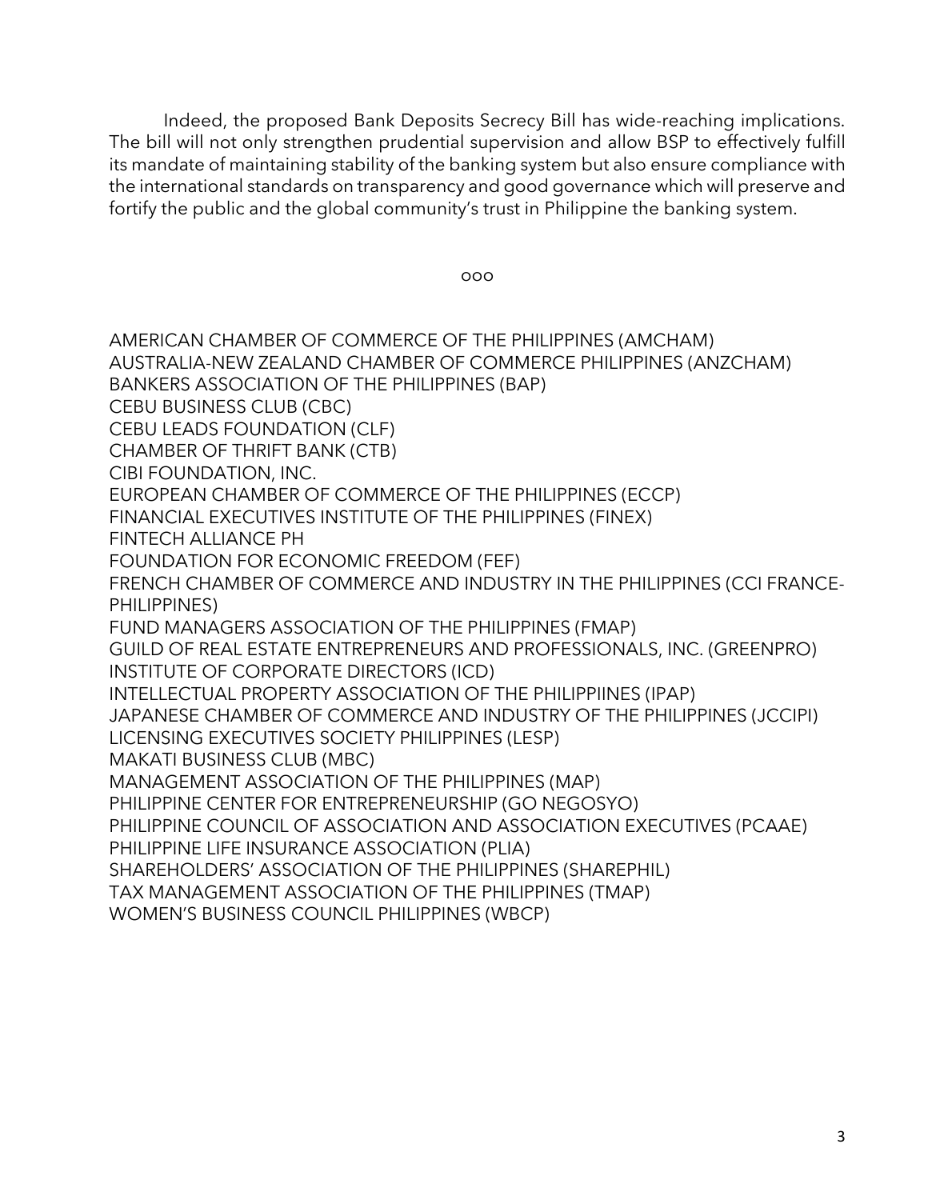Indeed, the proposed Bank Deposits Secrecy Bill has wide-reaching implications. The bill will not only strengthen prudential supervision and allow BSP to effectively fulfill its mandate of maintaining stability of the banking system but also ensure compliance with the international standards on transparency and good governance which will preserve and fortify the public and the global community's trust in Philippine the banking system.

ooo

AMERICAN CHAMBER OF COMMERCE OF THE PHILIPPINES (AMCHAM)
AUSTRALIA-NEW ZEALAND CHAMBER OF COMMERCE PHILIPPINES (ANZCHAM)
BANKERS ASSOCIATION OF THE PHILIPPINES (BAP)
CEBU BUSINESS CLUB (CBC)
CEBU LEADS FOUNDATION (CLF)
CHAMBER OF THRIFT BANK (CTB)
CIBI FOUNDATION, INC.
EUROPEAN CHAMBER OF COMMERCE OF THE PHILIPPINES (ECCP)
FINANCIAL EXECUTIVES INSTITUTE OF THE PHILIPPINES (FINEX)
FINTECH ALLIANCE PH
FOUNDATION FOR ECONOMIC FREEDOM (FEF)
FRENCH CHAMBER OF COMMERCE AND INDUSTRY IN THE PHILIPPINES (CCI FRANCE-PHILIPPINES)
FUND MANAGERS ASSOCIATION OF THE PHILIPPINES (FMAP)
GUILD OF REAL ESTATE ENTREPRENEURS AND PROFESSIONALS, INC. (GREENPRO)
INSTITUTE OF CORPORATE DIRECTORS (ICD)
INTELLECTUAL PROPERTY ASSOCIATION OF THE PHILIPPIINES (IPAP)
JAPANESE CHAMBER OF COMMERCE AND INDUSTRY OF THE PHILIPPINES (JCCIPI)
LICENSING EXECUTIVES SOCIETY PHILIPPINES (LESP)
MAKATI BUSINESS CLUB (MBC)
MANAGEMENT ASSOCIATION OF THE PHILIPPINES (MAP)
PHILIPPINE CENTER FOR ENTREPRENEURSHIP (GO NEGOSYO)
PHILIPPINE COUNCIL OF ASSOCIATION AND ASSOCIATION EXECUTIVES (PCAAE)
PHILIPPINE LIFE INSURANCE ASSOCIATION (PLIA)
SHAREHOLDERS' ASSOCIATION OF THE PHILIPPINES (SHAREPHIL)
TAX MANAGEMENT ASSOCIATION OF THE PHILIPPINES (TMAP)
WOMEN'S BUSINESS COUNCIL PHILIPPINES (WBCP)